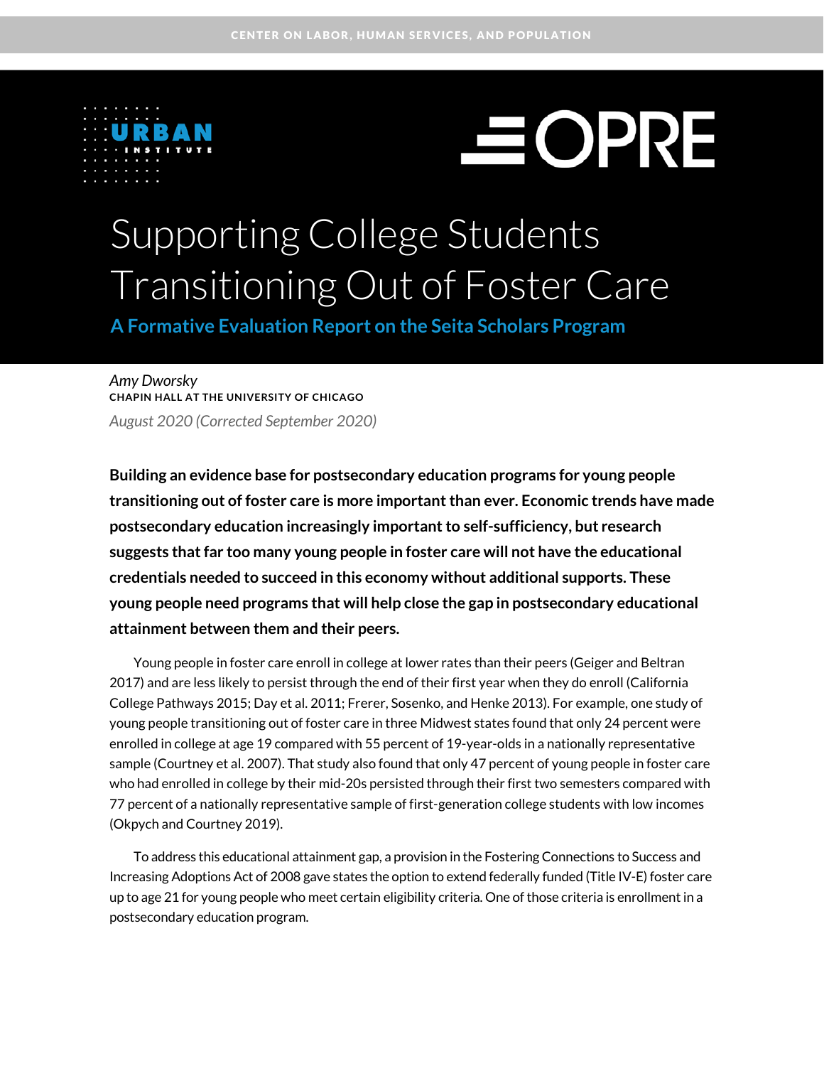CENTER ON LABOR, HUMAN SERVICES, AND POPULATION

URBAN INSTITUTE

OPRE

# Supporting College Students Transitioning Out of Foster Care

## A Formative Evaluation Report on the Seita Scholars Program

*Amy Dworsky*
**CHAPIN HALL AT THE UNIVERSITY OF CHICAGO**
*August 2020 (Corrected September 2020)*

**Building an evidence base for postsecondary education programs for young people transitioning out of foster care is more important than ever. Economic trends have made postsecondary education increasingly important to self-sufficiency, but research suggests that far too many young people in foster care will not have the educational credentials needed to succeed in this economy without additional supports. These young people need programs that will help close the gap in postsecondary educational attainment between them and their peers.**

Young people in foster care enroll in college at lower rates than their peers (Geiger and Beltran 2017) and are less likely to persist through the end of their first year when they do enroll (California College Pathways 2015; Day et al. 2011; Frerer, Sosenko, and Henke 2013). For example, one study of young people transitioning out of foster care in three Midwest states found that only 24 percent were enrolled in college at age 19 compared with 55 percent of 19-year-olds in a nationally representative sample (Courtney et al. 2007). That study also found that only 47 percent of young people in foster care who had enrolled in college by their mid-20s persisted through their first two semesters compared with 77 percent of a nationally representative sample of first-generation college students with low incomes (Okpych and Courtney 2019).

To address this educational attainment gap, a provision in the Fostering Connections to Success and Increasing Adoptions Act of 2008 gave states the option to extend federally funded (Title IV-E) foster care up to age 21 for young people who meet certain eligibility criteria. One of those criteria is enrollment in a postsecondary education program.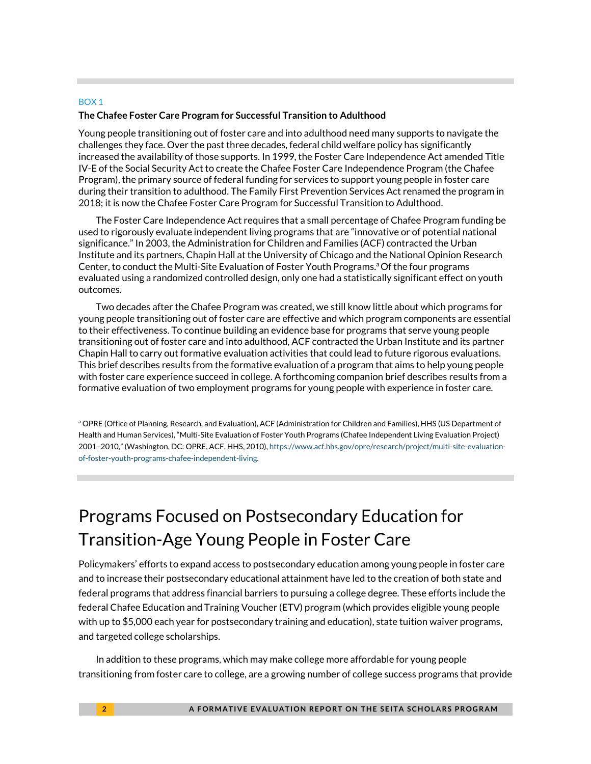BOX 1

**The Chafee Foster Care Program for Successful Transition to Adulthood**

Young people transitioning out of foster care and into adulthood need many supports to navigate the challenges they face. Over the past three decades, federal child welfare policy has significantly increased the availability of those supports. In 1999, the Foster Care Independence Act amended Title IV-E of the Social Security Act to create the Chafee Foster Care Independence Program (the Chafee Program), the primary source of federal funding for services to support young people in foster care during their transition to adulthood. The Family First Prevention Services Act renamed the program in 2018; it is now the Chafee Foster Care Program for Successful Transition to Adulthood.

The Foster Care Independence Act requires that a small percentage of Chafee Program funding be used to rigorously evaluate independent living programs that are "innovative or of potential national significance." In 2003, the Administration for Children and Families (ACF) contracted the Urban Institute and its partners, Chapin Hall at the University of Chicago and the National Opinion Research Center, to conduct the Multi-Site Evaluation of Foster Youth Programs.[a] Of the four programs evaluated using a randomized controlled design, only one had a statistically significant effect on youth outcomes.

Two decades after the Chafee Program was created, we still know little about which programs for young people transitioning out of foster care are effective and which program components are essential to their effectiveness. To continue building an evidence base for programs that serve young people transitioning out of foster care and into adulthood, ACF contracted the Urban Institute and its partner Chapin Hall to carry out formative evaluation activities that could lead to future rigorous evaluations. This brief describes results from the formative evaluation of a program that aims to help young people with foster care experience succeed in college. A forthcoming companion brief describes results from a formative evaluation of two employment programs for young people with experience in foster care.

[a] OPRE (Office of Planning, Research, and Evaluation), ACF (Administration for Children and Families), HHS (US Department of Health and Human Services), "Multi-Site Evaluation of Foster Youth Programs (Chafee Independent Living Evaluation Project) 2001–2010," (Washington, DC: OPRE, ACF, HHS, 2010), https://www.acf.hhs.gov/opre/research/project/multi-site-evaluation-of-foster-youth-programs-chafee-independent-living.

# Programs Focused on Postsecondary Education for Transition-Age Young People in Foster Care

Policymakers' efforts to expand access to postsecondary education among young people in foster care and to increase their postsecondary educational attainment have led to the creation of both state and federal programs that address financial barriers to pursuing a college degree. These efforts include the federal Chafee Education and Training Voucher (ETV) program (which provides eligible young people with up to $5,000 each year for postsecondary training and education), state tuition waiver programs, and targeted college scholarships.

In addition to these programs, which may make college more affordable for young people transitioning from foster care to college, are a growing number of college success programs that provide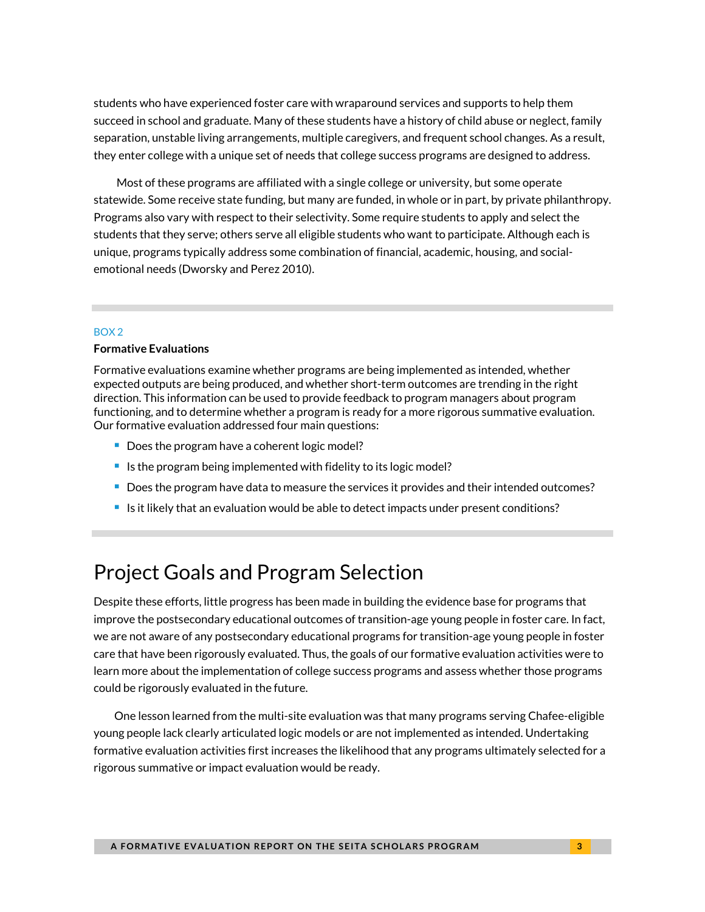students who have experienced foster care with wraparound services and supports to help them succeed in school and graduate. Many of these students have a history of child abuse or neglect, family separation, unstable living arrangements, multiple caregivers, and frequent school changes. As a result, they enter college with a unique set of needs that college success programs are designed to address.

Most of these programs are affiliated with a single college or university, but some operate statewide. Some receive state funding, but many are funded, in whole or in part, by private philanthropy. Programs also vary with respect to their selectivity. Some require students to apply and select the students that they serve; others serve all eligible students who want to participate. Although each is unique, programs typically address some combination of financial, academic, housing, and social-emotional needs (Dworsky and Perez 2010).

BOX 2

**Formative Evaluations**

Formative evaluations examine whether programs are being implemented as intended, whether expected outputs are being produced, and whether short-term outcomes are trending in the right direction. This information can be used to provide feedback to program managers about program functioning, and to determine whether a program is ready for a more rigorous summative evaluation. Our formative evaluation addressed four main questions:

- Does the program have a coherent logic model?
- Is the program being implemented with fidelity to its logic model?
- Does the program have data to measure the services it provides and their intended outcomes?
- Is it likely that an evaluation would be able to detect impacts under present conditions?

# Project Goals and Program Selection

Despite these efforts, little progress has been made in building the evidence base for programs that improve the postsecondary educational outcomes of transition-age young people in foster care. In fact, we are not aware of any postsecondary educational programs for transition-age young people in foster care that have been rigorously evaluated. Thus, the goals of our formative evaluation activities were to learn more about the implementation of college success programs and assess whether those programs could be rigorously evaluated in the future.

One lesson learned from the multi-site evaluation was that many programs serving Chafee-eligible young people lack clearly articulated logic models or are not implemented as intended. Undertaking formative evaluation activities first increases the likelihood that any programs ultimately selected for a rigorous summative or impact evaluation would be ready.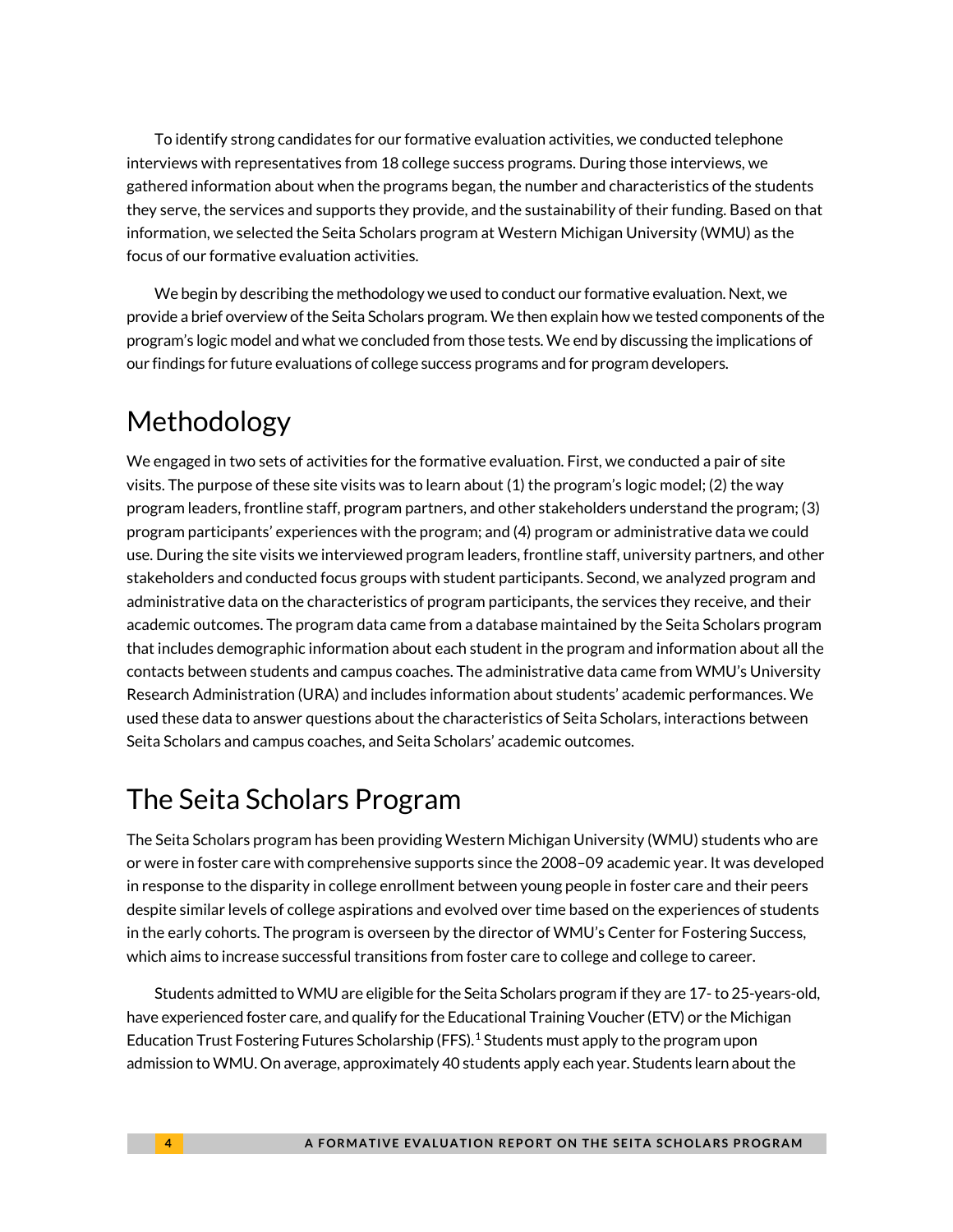To identify strong candidates for our formative evaluation activities, we conducted telephone interviews with representatives from 18 college success programs. During those interviews, we gathered information about when the programs began, the number and characteristics of the students they serve, the services and supports they provide, and the sustainability of their funding. Based on that information, we selected the Seita Scholars program at Western Michigan University (WMU) as the focus of our formative evaluation activities.

We begin by describing the methodology we used to conduct our formative evaluation. Next, we provide a brief overview of the Seita Scholars program. We then explain how we tested components of the program's logic model and what we concluded from those tests. We end by discussing the implications of our findings for future evaluations of college success programs and for program developers.

## Methodology

We engaged in two sets of activities for the formative evaluation. First, we conducted a pair of site visits. The purpose of these site visits was to learn about (1) the program's logic model; (2) the way program leaders, frontline staff, program partners, and other stakeholders understand the program; (3) program participants' experiences with the program; and (4) program or administrative data we could use. During the site visits we interviewed program leaders, frontline staff, university partners, and other stakeholders and conducted focus groups with student participants. Second, we analyzed program and administrative data on the characteristics of program participants, the services they receive, and their academic outcomes. The program data came from a database maintained by the Seita Scholars program that includes demographic information about each student in the program and information about all the contacts between students and campus coaches. The administrative data came from WMU's University Research Administration (URA) and includes information about students' academic performances. We used these data to answer questions about the characteristics of Seita Scholars, interactions between Seita Scholars and campus coaches, and Seita Scholars' academic outcomes.

## The Seita Scholars Program

The Seita Scholars program has been providing Western Michigan University (WMU) students who are or were in foster care with comprehensive supports since the 2008–09 academic year. It was developed in response to the disparity in college enrollment between young people in foster care and their peers despite similar levels of college aspirations and evolved over time based on the experiences of students in the early cohorts. The program is overseen by the director of WMU's Center for Fostering Success, which aims to increase successful transitions from foster care to college and college to career.

Students admitted to WMU are eligible for the Seita Scholars program if they are 17- to 25-years-old, have experienced foster care, and qualify for the Educational Training Voucher (ETV) or the Michigan Education Trust Fostering Futures Scholarship (FFS).[1] Students must apply to the program upon admission to WMU. On average, approximately 40 students apply each year. Students learn about the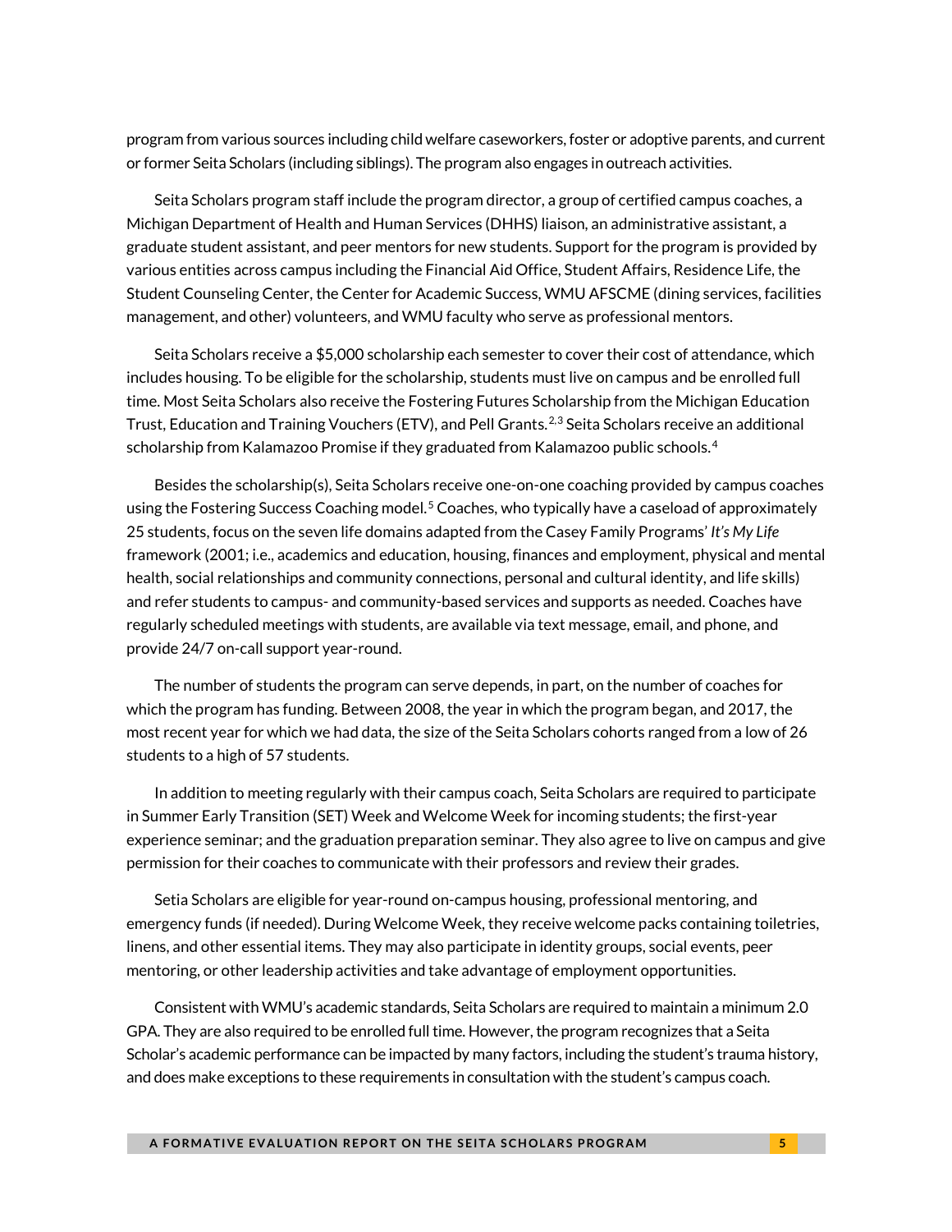program from various sources including child welfare caseworkers, foster or adoptive parents, and current or former Seita Scholars (including siblings). The program also engages in outreach activities.

Seita Scholars program staff include the program director, a group of certified campus coaches, a Michigan Department of Health and Human Services (DHHS) liaison, an administrative assistant, a graduate student assistant, and peer mentors for new students. Support for the program is provided by various entities across campus including the Financial Aid Office, Student Affairs, Residence Life, the Student Counseling Center, the Center for Academic Success, WMU AFSCME (dining services, facilities management, and other) volunteers, and WMU faculty who serve as professional mentors.

Seita Scholars receive a $5,000 scholarship each semester to cover their cost of attendance, which includes housing. To be eligible for the scholarship, students must live on campus and be enrolled full time. Most Seita Scholars also receive the Fostering Futures Scholarship from the Michigan Education Trust, Education and Training Vouchers (ETV), and Pell Grants.[2,3] Seita Scholars receive an additional scholarship from Kalamazoo Promise if they graduated from Kalamazoo public schools.[4]

Besides the scholarship(s), Seita Scholars receive one-on-one coaching provided by campus coaches using the Fostering Success Coaching model.[5] Coaches, who typically have a caseload of approximately 25 students, focus on the seven life domains adapted from the Casey Family Programs' *It's My Life* framework (2001; i.e., academics and education, housing, finances and employment, physical and mental health, social relationships and community connections, personal and cultural identity, and life skills) and refer students to campus- and community-based services and supports as needed. Coaches have regularly scheduled meetings with students, are available via text message, email, and phone, and provide 24/7 on-call support year-round.

The number of students the program can serve depends, in part, on the number of coaches for which the program has funding. Between 2008, the year in which the program began, and 2017, the most recent year for which we had data, the size of the Seita Scholars cohorts ranged from a low of 26 students to a high of 57 students.

In addition to meeting regularly with their campus coach, Seita Scholars are required to participate in Summer Early Transition (SET) Week and Welcome Week for incoming students; the first-year experience seminar; and the graduation preparation seminar. They also agree to live on campus and give permission for their coaches to communicate with their professors and review their grades.

Setia Scholars are eligible for year-round on-campus housing, professional mentoring, and emergency funds (if needed). During Welcome Week, they receive welcome packs containing toiletries, linens, and other essential items. They may also participate in identity groups, social events, peer mentoring, or other leadership activities and take advantage of employment opportunities.

Consistent with WMU's academic standards, Seita Scholars are required to maintain a minimum 2.0 GPA. They are also required to be enrolled full time. However, the program recognizes that a Seita Scholar's academic performance can be impacted by many factors, including the student's trauma history, and does make exceptions to these requirements in consultation with the student's campus coach.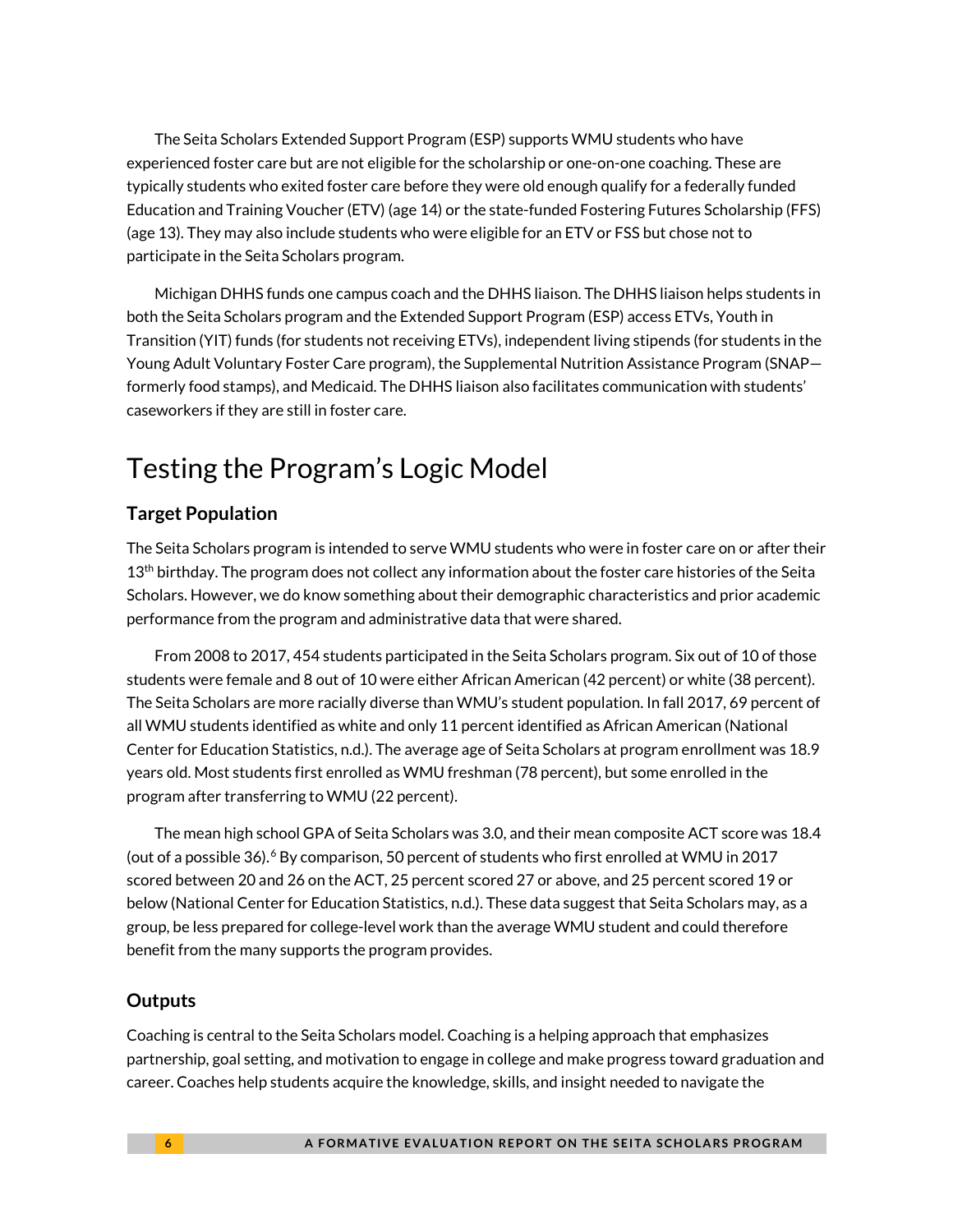The Seita Scholars Extended Support Program (ESP) supports WMU students who have experienced foster care but are not eligible for the scholarship or one-on-one coaching. These are typically students who exited foster care before they were old enough qualify for a federally funded Education and Training Voucher (ETV) (age 14) or the state-funded Fostering Futures Scholarship (FFS) (age 13). They may also include students who were eligible for an ETV or FSS but chose not to participate in the Seita Scholars program.

Michigan DHHS funds one campus coach and the DHHS liaison. The DHHS liaison helps students in both the Seita Scholars program and the Extended Support Program (ESP) access ETVs, Youth in Transition (YIT) funds (for students not receiving ETVs), independent living stipends (for students in the Young Adult Voluntary Foster Care program), the Supplemental Nutrition Assistance Program (SNAP—formerly food stamps), and Medicaid. The DHHS liaison also facilitates communication with students' caseworkers if they are still in foster care.

## Testing the Program's Logic Model

### Target Population

The Seita Scholars program is intended to serve WMU students who were in foster care on or after their $13^{th}$ birthday. The program does not collect any information about the foster care histories of the Seita Scholars. However, we do know something about their demographic characteristics and prior academic performance from the program and administrative data that were shared.

From 2008 to 2017, 454 students participated in the Seita Scholars program. Six out of 10 of those students were female and 8 out of 10 were either African American (42 percent) or white (38 percent). The Seita Scholars are more racially diverse than WMU's student population. In fall 2017, 69 percent of all WMU students identified as white and only 11 percent identified as African American (National Center for Education Statistics, n.d.). The average age of Seita Scholars at program enrollment was 18.9 years old. Most students first enrolled as WMU freshman (78 percent), but some enrolled in the program after transferring to WMU (22 percent).

The mean high school GPA of Seita Scholars was 3.0, and their mean composite ACT score was 18.4 (out of a possible 36).[6] By comparison, 50 percent of students who first enrolled at WMU in 2017 scored between 20 and 26 on the ACT, 25 percent scored 27 or above, and 25 percent scored 19 or below (National Center for Education Statistics, n.d.). These data suggest that Seita Scholars may, as a group, be less prepared for college-level work than the average WMU student and could therefore benefit from the many supports the program provides.

### Outputs

Coaching is central to the Seita Scholars model. Coaching is a helping approach that emphasizes partnership, goal setting, and motivation to engage in college and make progress toward graduation and career. Coaches help students acquire the knowledge, skills, and insight needed to navigate the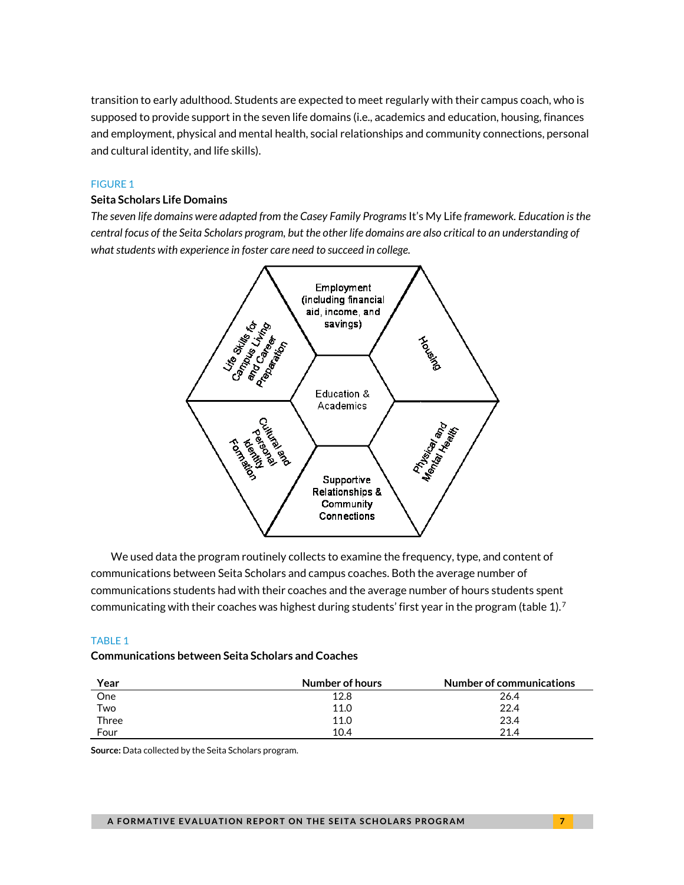transition to early adulthood. Students are expected to meet regularly with their campus coach, who is supposed to provide support in the seven life domains (i.e., academics and education, housing, finances and employment, physical and mental health, social relationships and community connections, personal and cultural identity, and life skills).

FIGURE 1

**Seita Scholars Life Domains**

*The seven life domains were adapted from the Casey Family Programs* It's My Life *framework. Education is the central focus of the Seita Scholars program, but the other life domains are also critical to an understanding of what students with experience in foster care need to succeed in college.*

Employment (including financial aid, income, and savings)

Housing

Physical and Mental Health

Supportive Relationships & Community Connections

Cultural and Personal Identity Formation

Life Skills for Campus Living and Career Preparation

Education & Academics

We used data the program routinely collects to examine the frequency, type, and content of communications between Seita Scholars and campus coaches. Both the average number of communications students had with their coaches and the average number of hours students spent communicating with their coaches was highest during students' first year in the program (table 1).[7]

TABLE 1

**Communications between Seita Scholars and Coaches**

| Year | Number of hours | Number of communications |
|---|---|---|
| One | 12.8 | 26.4 |
| Two | 11.0 | 22.4 |
| Three | 11.0 | 23.4 |
| Four | 10.4 | 21.4 |

**Source:** Data collected by the Seita Scholars program.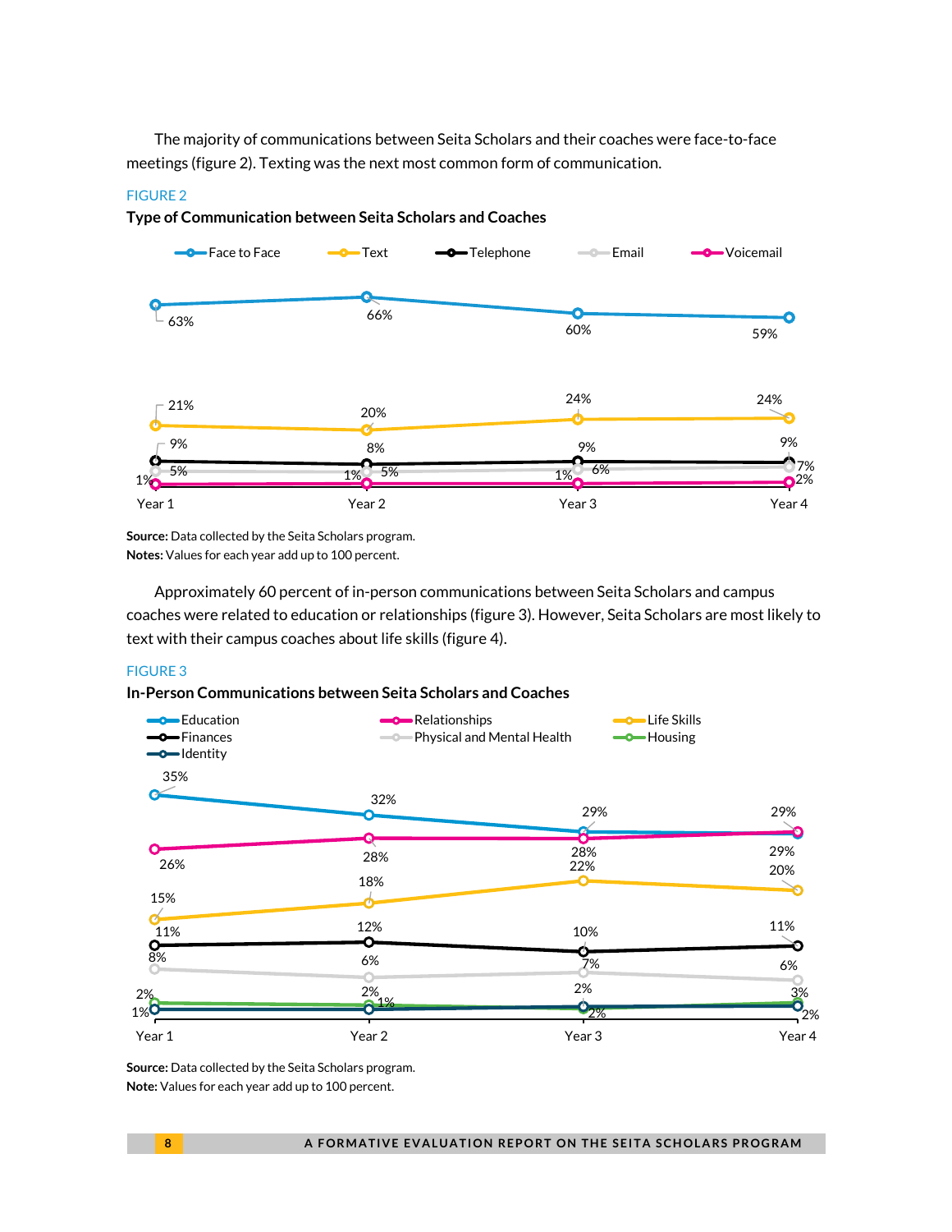The majority of communications between Seita Scholars and their coaches were face-to-face meetings (figure 2). Texting was the next most common form of communication.

FIGURE 2

**Type of Communication between Seita Scholars and Coaches**

| | Year 1 | Year 2 | Year 3 | Year 4 |
|---|---|---|---|---|
| Face to Face | 63% | 66% | 60% | 59% |
| Text | 21% | 20% | 24% | 24% |
| Telephone | 9% | 8% | 9% | 9% |
| Email | 5% | 5% | 6% | 7% |
| Voicemail | 1% | 1% | 1% | 2% |

**Source:** Data collected by the Seita Scholars program.
**Notes:** Values for each year add up to 100 percent.

Approximately 60 percent of in-person communications between Seita Scholars and campus coaches were related to education or relationships (figure 3). However, Seita Scholars are most likely to text with their campus coaches about life skills (figure 4).

FIGURE 3

**In-Person Communications between Seita Scholars and Coaches**

| | Year 1 | Year 2 | Year 3 | Year 4 |
|---|---|---|---|---|
| Education | 35% | 32% | 29% | 29% |
| Relationships | 26% | 28% | 28% | 29% |
| Life Skills | 15% | 18% | 22% | 20% |
| Finances | 11% | 12% | 10% | 11% |
| Physical and Mental Health | 8% | 6% | 7% | 6% |
| Housing | 2% | 2% | 2% | 3% |
| Identity | 1% | 1% | 2% | 2% |

**Source:** Data collected by the Seita Scholars program.
**Note:** Values for each year add up to 100 percent.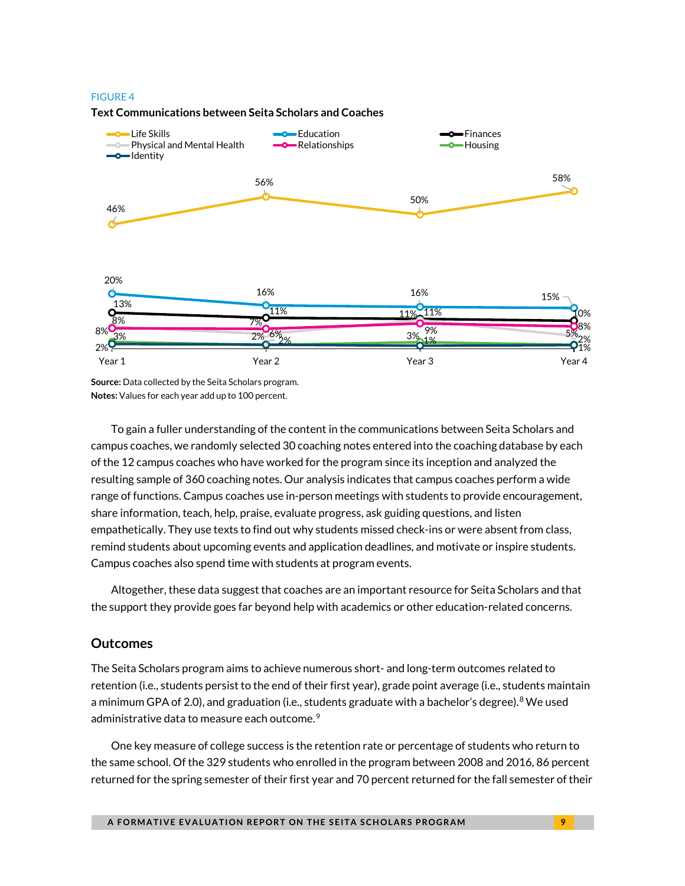FIGURE 4

**Text Communications between Seita Scholars and Coaches**

**Source:** Data collected by the Seita Scholars program.
**Notes:** Values for each year add up to 100 percent.

To gain a fuller understanding of the content in the communications between Seita Scholars and campus coaches, we randomly selected 30 coaching notes entered into the coaching database by each of the 12 campus coaches who have worked for the program since its inception and analyzed the resulting sample of 360 coaching notes. Our analysis indicates that campus coaches perform a wide range of functions. Campus coaches use in-person meetings with students to provide encouragement, share information, teach, help, praise, evaluate progress, ask guiding questions, and listen empathetically. They use texts to find out why students missed check-ins or were absent from class, remind students about upcoming events and application deadlines, and motivate or inspire students. Campus coaches also spend time with students at program events.

Altogether, these data suggest that coaches are an important resource for Seita Scholars and that the support they provide goes far beyond help with academics or other education-related concerns.

## Outcomes

The Seita Scholars program aims to achieve numerous short- and long-term outcomes related to retention (i.e., students persist to the end of their first year), grade point average (i.e., students maintain a minimum GPA of 2.0), and graduation (i.e., students graduate with a bachelor's degree).[8] We used administrative data to measure each outcome.[9]

One key measure of college success is the retention rate or percentage of students who return to the same school. Of the 329 students who enrolled in the program between 2008 and 2016, 86 percent returned for the spring semester of their first year and 70 percent returned for the fall semester of their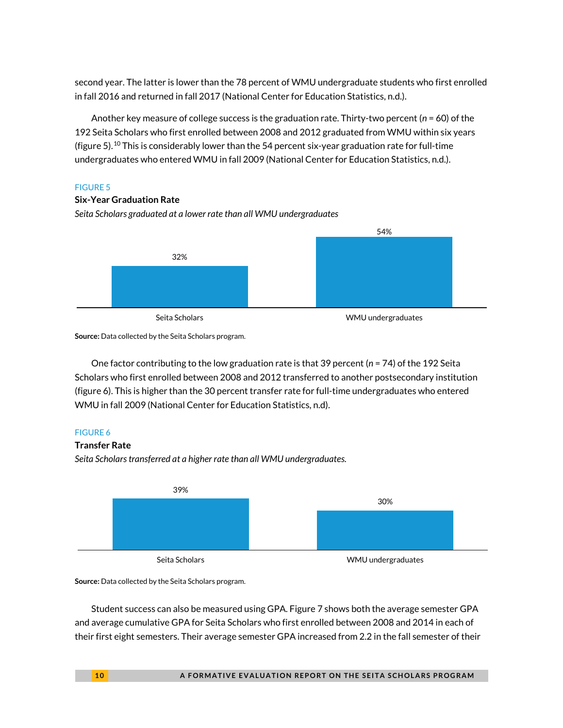second year. The latter is lower than the 78 percent of WMU undergraduate students who first enrolled in fall 2016 and returned in fall 2017 (National Center for Education Statistics, n.d.).

Another key measure of college success is the graduation rate. Thirty-two percent (*n* = 60) of the 192 Seita Scholars who first enrolled between 2008 and 2012 graduated from WMU within six years (figure 5).[10] This is considerably lower than the 54 percent six-year graduation rate for full-time undergraduates who entered WMU in fall 2009 (National Center for Education Statistics, n.d.).

FIGURE 5

**Six-Year Graduation Rate**

*Seita Scholars graduated at a lower rate than all WMU undergraduates*

| | Six-year graduation rate |
|---|---|
| Seita Scholars | 32% |
| WMU undergraduates | 54% |

**Source:** Data collected by the Seita Scholars program.

One factor contributing to the low graduation rate is that 39 percent (*n* = 74) of the 192 Seita Scholars who first enrolled between 2008 and 2012 transferred to another postsecondary institution (figure 6). This is higher than the 30 percent transfer rate for full-time undergraduates who entered WMU in fall 2009 (National Center for Education Statistics, n.d).

FIGURE 6

**Transfer Rate**

*Seita Scholars transferred at a higher rate than all WMU undergraduates.*

| | Transfer rate |
|---|---|
| Seita Scholars | 39% |
| WMU undergraduates | 30% |

**Source:** Data collected by the Seita Scholars program.

Student success can also be measured using GPA. Figure 7 shows both the average semester GPA and average cumulative GPA for Seita Scholars who first enrolled between 2008 and 2014 in each of their first eight semesters. Their average semester GPA increased from 2.2 in the fall semester of their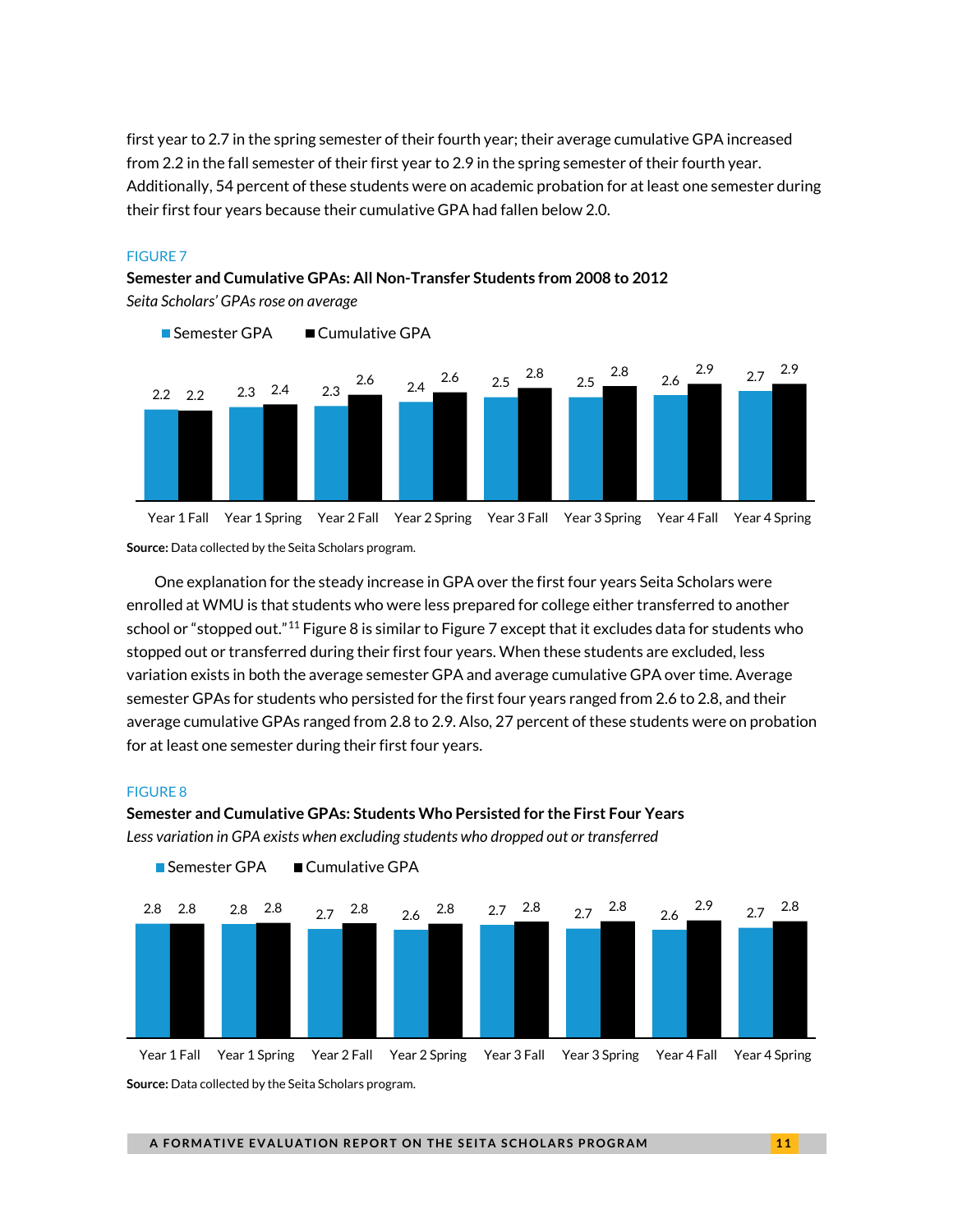first year to 2.7 in the spring semester of their fourth year; their average cumulative GPA increased from 2.2 in the fall semester of their first year to 2.9 in the spring semester of their fourth year. Additionally, 54 percent of these students were on academic probation for at least one semester during their first four years because their cumulative GPA had fallen below 2.0.

FIGURE 7

**Semester and Cumulative GPAs: All Non-Transfer Students from 2008 to 2012**

*Seita Scholars' GPAs rose on average*

| | Year 1 Fall | Year 1 Spring | Year 2 Fall | Year 2 Spring | Year 3 Fall | Year 3 Spring | Year 4 Fall | Year 4 Spring |
|---|---|---|---|---|---|---|---|---|
| Semester GPA | 2.2 | 2.3 | 2.3 | 2.4 | 2.5 | 2.5 | 2.6 | 2.7 |
| Cumulative GPA | 2.2 | 2.4 | 2.6 | 2.6 | 2.8 | 2.8 | 2.9 | 2.9 |

**Source:** Data collected by the Seita Scholars program.

One explanation for the steady increase in GPA over the first four years Seita Scholars were enrolled at WMU is that students who were less prepared for college either transferred to another school or "stopped out."[11] Figure 8 is similar to Figure 7 except that it excludes data for students who stopped out or transferred during their first four years. When these students are excluded, less variation exists in both the average semester GPA and average cumulative GPA over time. Average semester GPAs for students who persisted for the first four years ranged from 2.6 to 2.8, and their average cumulative GPAs ranged from 2.8 to 2.9. Also, 27 percent of these students were on probation for at least one semester during their first four years.

FIGURE 8

**Semester and Cumulative GPAs: Students Who Persisted for the First Four Years**

*Less variation in GPA exists when excluding students who dropped out or transferred*

| | Year 1 Fall | Year 1 Spring | Year 2 Fall | Year 2 Spring | Year 3 Fall | Year 3 Spring | Year 4 Fall | Year 4 Spring |
|---|---|---|---|---|---|---|---|---|
| Semester GPA | 2.8 | 2.8 | 2.7 | 2.6 | 2.7 | 2.7 | 2.6 | 2.7 |
| Cumulative GPA | 2.8 | 2.8 | 2.8 | 2.8 | 2.8 | 2.8 | 2.9 | 2.8 |

**Source:** Data collected by the Seita Scholars program.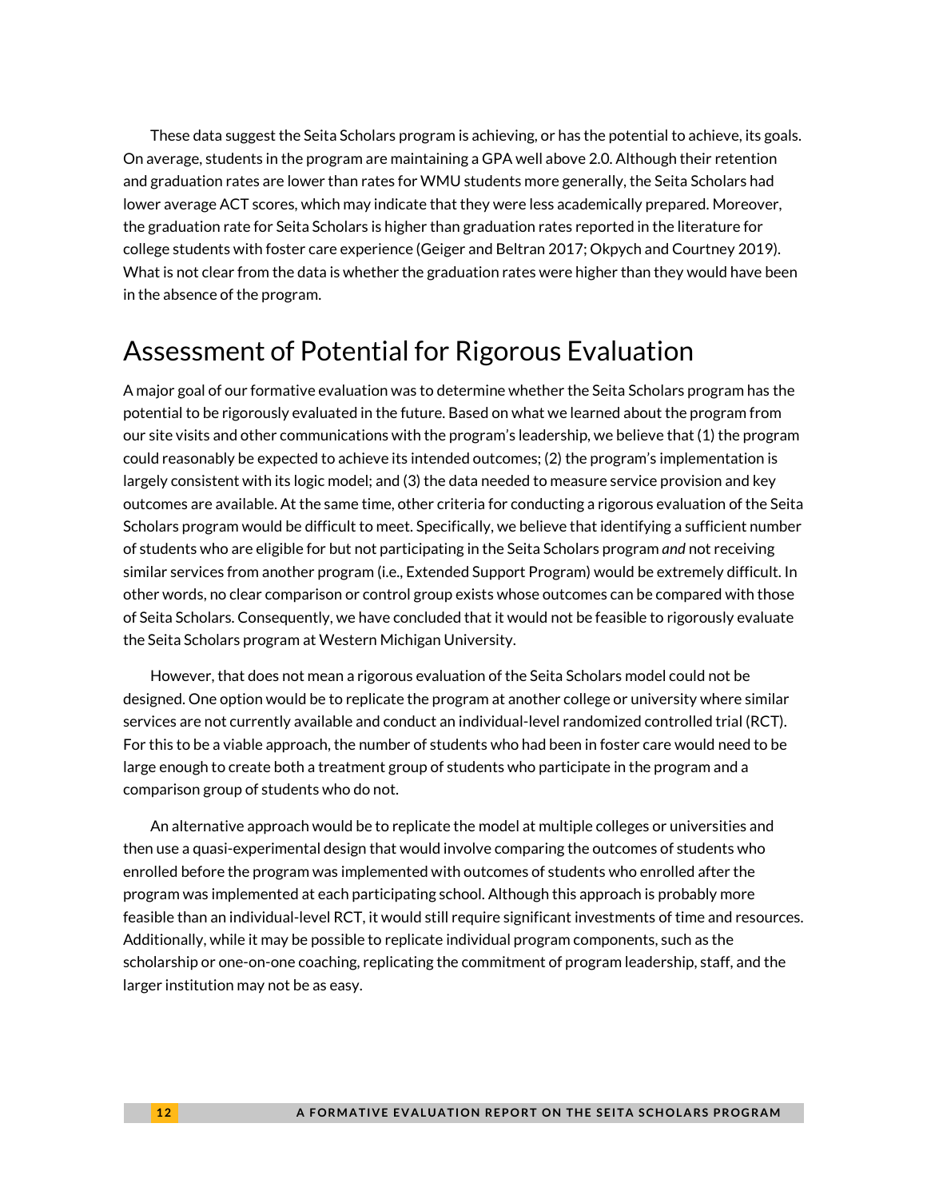These data suggest the Seita Scholars program is achieving, or has the potential to achieve, its goals. On average, students in the program are maintaining a GPA well above 2.0. Although their retention and graduation rates are lower than rates for WMU students more generally, the Seita Scholars had lower average ACT scores, which may indicate that they were less academically prepared. Moreover, the graduation rate for Seita Scholars is higher than graduation rates reported in the literature for college students with foster care experience (Geiger and Beltran 2017; Okpych and Courtney 2019). What is not clear from the data is whether the graduation rates were higher than they would have been in the absence of the program.

## Assessment of Potential for Rigorous Evaluation

A major goal of our formative evaluation was to determine whether the Seita Scholars program has the potential to be rigorously evaluated in the future. Based on what we learned about the program from our site visits and other communications with the program's leadership, we believe that (1) the program could reasonably be expected to achieve its intended outcomes; (2) the program's implementation is largely consistent with its logic model; and (3) the data needed to measure service provision and key outcomes are available. At the same time, other criteria for conducting a rigorous evaluation of the Seita Scholars program would be difficult to meet. Specifically, we believe that identifying a sufficient number of students who are eligible for but not participating in the Seita Scholars program *and* not receiving similar services from another program (i.e., Extended Support Program) would be extremely difficult. In other words, no clear comparison or control group exists whose outcomes can be compared with those of Seita Scholars. Consequently, we have concluded that it would not be feasible to rigorously evaluate the Seita Scholars program at Western Michigan University.

However, that does not mean a rigorous evaluation of the Seita Scholars model could not be designed. One option would be to replicate the program at another college or university where similar services are not currently available and conduct an individual-level randomized controlled trial (RCT). For this to be a viable approach, the number of students who had been in foster care would need to be large enough to create both a treatment group of students who participate in the program and a comparison group of students who do not.

An alternative approach would be to replicate the model at multiple colleges or universities and then use a quasi-experimental design that would involve comparing the outcomes of students who enrolled before the program was implemented with outcomes of students who enrolled after the program was implemented at each participating school. Although this approach is probably more feasible than an individual-level RCT, it would still require significant investments of time and resources. Additionally, while it may be possible to replicate individual program components, such as the scholarship or one-on-one coaching, replicating the commitment of program leadership, staff, and the larger institution may not be as easy.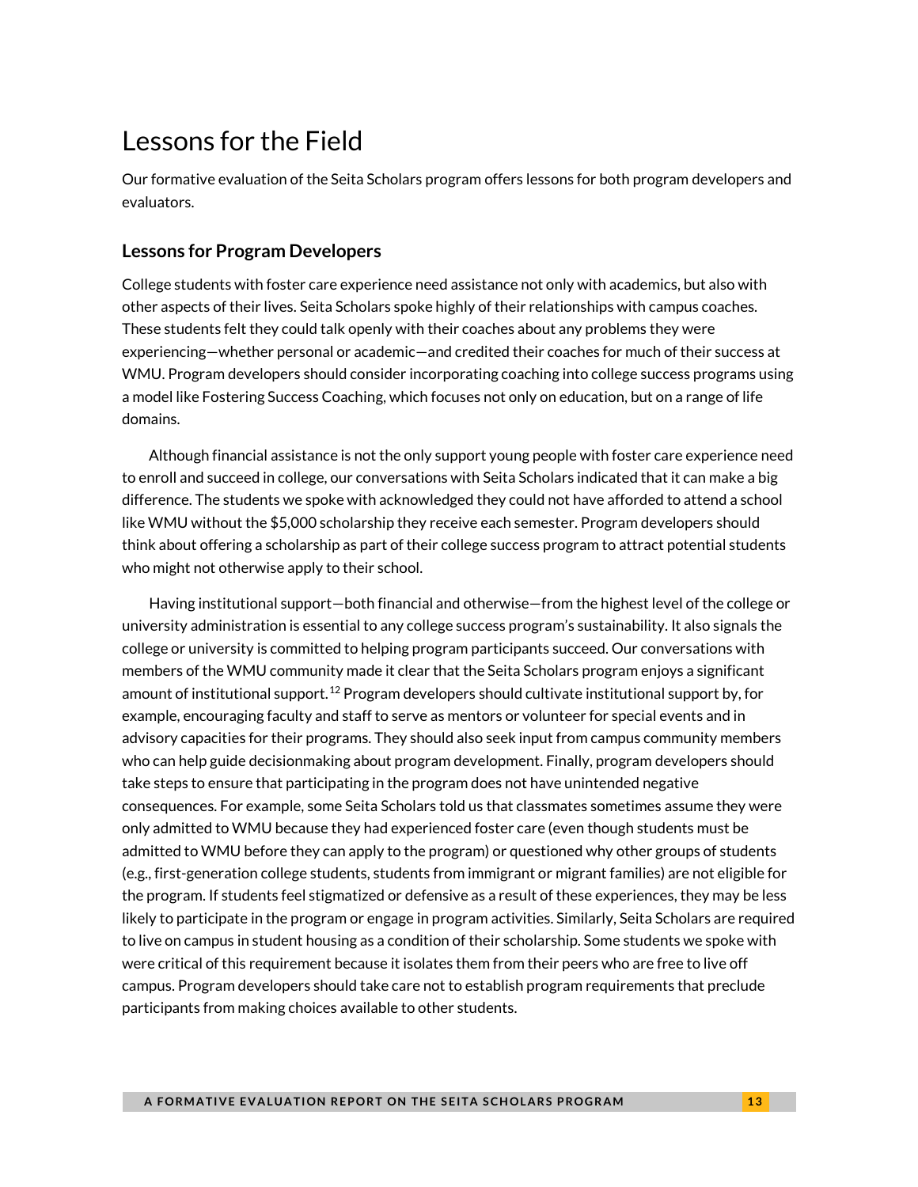# Lessons for the Field

Our formative evaluation of the Seita Scholars program offers lessons for both program developers and evaluators.

## Lessons for Program Developers

College students with foster care experience need assistance not only with academics, but also with other aspects of their lives. Seita Scholars spoke highly of their relationships with campus coaches. These students felt they could talk openly with their coaches about any problems they were experiencing—whether personal or academic—and credited their coaches for much of their success at WMU. Program developers should consider incorporating coaching into college success programs using a model like Fostering Success Coaching, which focuses not only on education, but on a range of life domains.

Although financial assistance is not the only support young people with foster care experience need to enroll and succeed in college, our conversations with Seita Scholars indicated that it can make a big difference. The students we spoke with acknowledged they could not have afforded to attend a school like WMU without the $5,000 scholarship they receive each semester. Program developers should think about offering a scholarship as part of their college success program to attract potential students who might not otherwise apply to their school.

Having institutional support—both financial and otherwise—from the highest level of the college or university administration is essential to any college success program's sustainability. It also signals the college or university is committed to helping program participants succeed. Our conversations with members of the WMU community made it clear that the Seita Scholars program enjoys a significant amount of institutional support.[12] Program developers should cultivate institutional support by, for example, encouraging faculty and staff to serve as mentors or volunteer for special events and in advisory capacities for their programs. They should also seek input from campus community members who can help guide decisionmaking about program development. Finally, program developers should take steps to ensure that participating in the program does not have unintended negative consequences. For example, some Seita Scholars told us that classmates sometimes assume they were only admitted to WMU because they had experienced foster care (even though students must be admitted to WMU before they can apply to the program) or questioned why other groups of students (e.g., first-generation college students, students from immigrant or migrant families) are not eligible for the program. If students feel stigmatized or defensive as a result of these experiences, they may be less likely to participate in the program or engage in program activities. Similarly, Seita Scholars are required to live on campus in student housing as a condition of their scholarship. Some students we spoke with were critical of this requirement because it isolates them from their peers who are free to live off campus. Program developers should take care not to establish program requirements that preclude participants from making choices available to other students.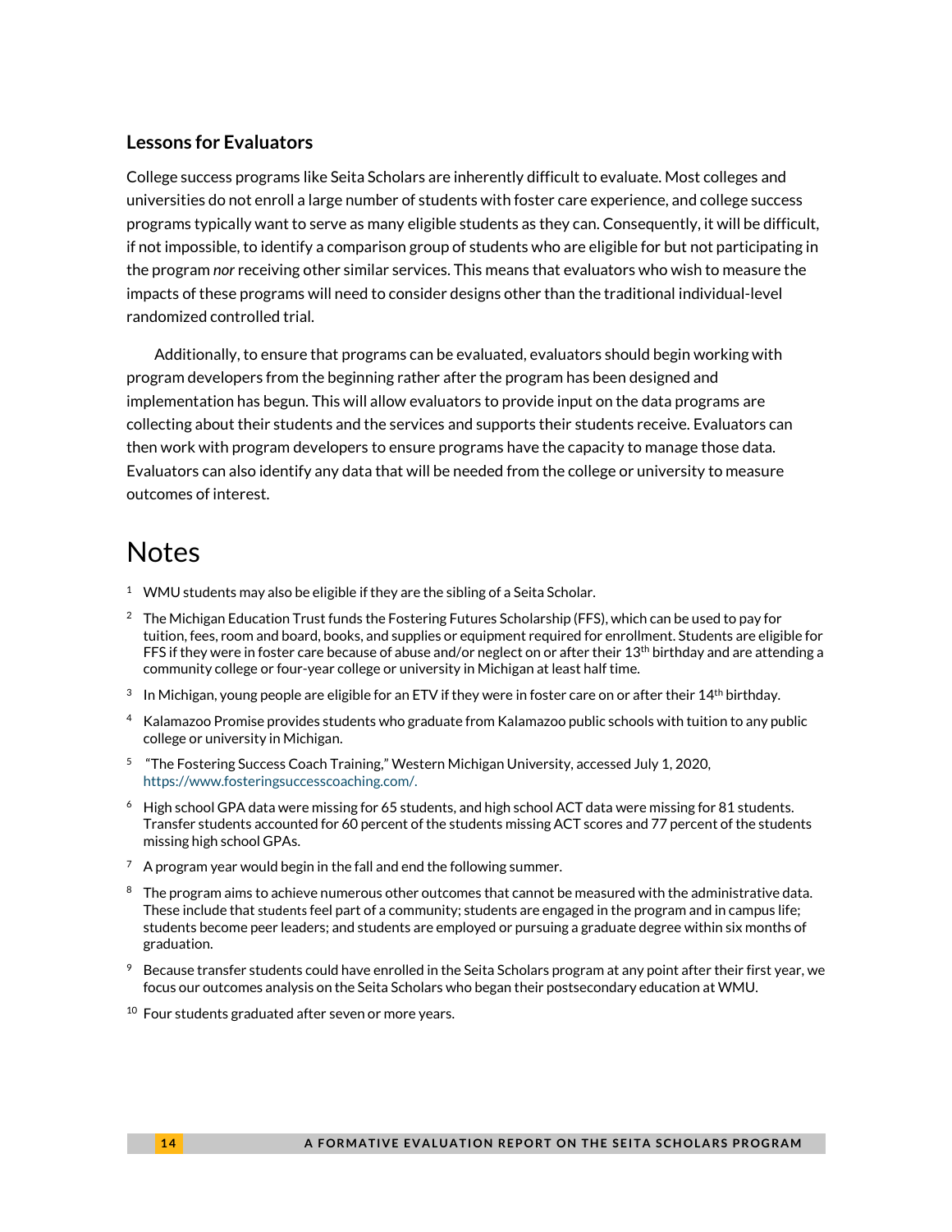### Lessons for Evaluators

College success programs like Seita Scholars are inherently difficult to evaluate. Most colleges and universities do not enroll a large number of students with foster care experience, and college success programs typically want to serve as many eligible students as they can. Consequently, it will be difficult, if not impossible, to identify a comparison group of students who are eligible for but not participating in the program *nor* receiving other similar services. This means that evaluators who wish to measure the impacts of these programs will need to consider designs other than the traditional individual-level randomized controlled trial.

Additionally, to ensure that programs can be evaluated, evaluators should begin working with program developers from the beginning rather after the program has been designed and implementation has begun. This will allow evaluators to provide input on the data programs are collecting about their students and the services and supports their students receive. Evaluators can then work with program developers to ensure programs have the capacity to manage those data. Evaluators can also identify any data that will be needed from the college or university to measure outcomes of interest.

# Notes

1. WMU students may also be eligible if they are the sibling of a Seita Scholar.
2. The Michigan Education Trust funds the Fostering Futures Scholarship (FFS), which can be used to pay for tuition, fees, room and board, books, and supplies or equipment required for enrollment. Students are eligible for FFS if they were in foster care because of abuse and/or neglect on or after their 13th birthday and are attending a community college or four-year college or university in Michigan at least half time.
3. In Michigan, young people are eligible for an ETV if they were in foster care on or after their 14th birthday.
4. Kalamazoo Promise provides students who graduate from Kalamazoo public schools with tuition to any public college or university in Michigan.
5. "The Fostering Success Coach Training," Western Michigan University, accessed July 1, 2020, https://www.fosteringsuccesscoaching.com/.
6. High school GPA data were missing for 65 students, and high school ACT data were missing for 81 students. Transfer students accounted for 60 percent of the students missing ACT scores and 77 percent of the students missing high school GPAs.
7. A program year would begin in the fall and end the following summer.
8. The program aims to achieve numerous other outcomes that cannot be measured with the administrative data. These include that students feel part of a community; students are engaged in the program and in campus life; students become peer leaders; and students are employed or pursuing a graduate degree within six months of graduation.
9. Because transfer students could have enrolled in the Seita Scholars program at any point after their first year, we focus our outcomes analysis on the Seita Scholars who began their postsecondary education at WMU.
10. Four students graduated after seven or more years.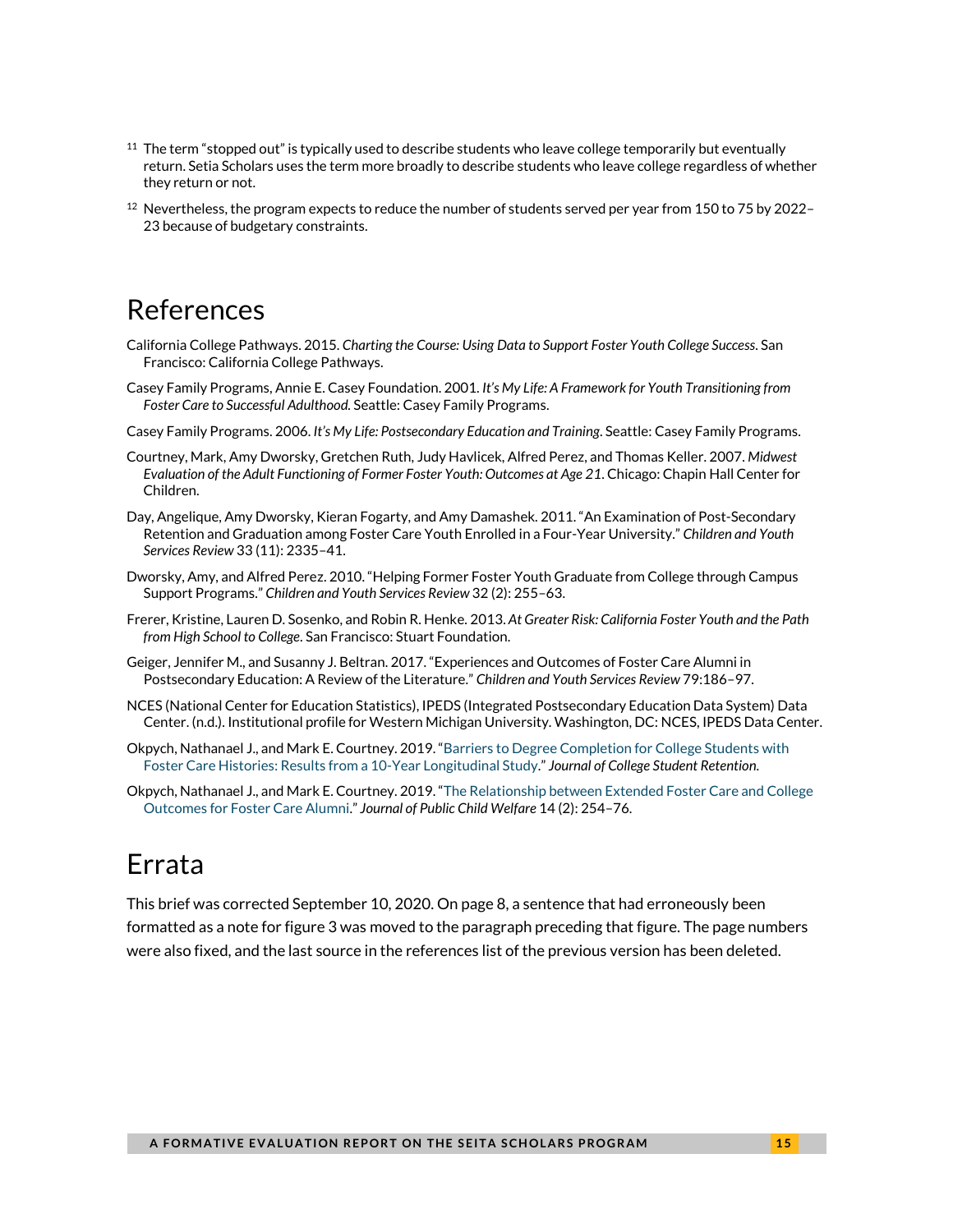[11] The term "stopped out" is typically used to describe students who leave college temporarily but eventually return. Setia Scholars uses the term more broadly to describe students who leave college regardless of whether they return or not.

[12] Nevertheless, the program expects to reduce the number of students served per year from 150 to 75 by 2022–23 because of budgetary constraints.

# References

California College Pathways. 2015. *Charting the Course: Using Data to Support Foster Youth College Success*. San Francisco: California College Pathways.

Casey Family Programs, Annie E. Casey Foundation. 2001. *It's My Life: A Framework for Youth Transitioning from Foster Care to Successful Adulthood.* Seattle: Casey Family Programs.

Casey Family Programs. 2006. *It's My Life: Postsecondary Education and Training*. Seattle: Casey Family Programs.

Courtney, Mark, Amy Dworsky, Gretchen Ruth, Judy Havlicek, Alfred Perez, and Thomas Keller. 2007. *Midwest Evaluation of the Adult Functioning of Former Foster Youth: Outcomes at Age 21*. Chicago: Chapin Hall Center for Children.

Day, Angelique, Amy Dworsky, Kieran Fogarty, and Amy Damashek. 2011. "An Examination of Post-Secondary Retention and Graduation among Foster Care Youth Enrolled in a Four-Year University." *Children and Youth Services Review* 33 (11): 2335–41.

Dworsky, Amy, and Alfred Perez. 2010. "Helping Former Foster Youth Graduate from College through Campus Support Programs." *Children and Youth Services Review* 32 (2): 255–63.

Frerer, Kristine, Lauren D. Sosenko, and Robin R. Henke. 2013. *At Greater Risk: California Foster Youth and the Path from High School to College*. San Francisco: Stuart Foundation.

Geiger, Jennifer M., and Susanny J. Beltran. 2017. "Experiences and Outcomes of Foster Care Alumni in Postsecondary Education: A Review of the Literature." *Children and Youth Services Review* 79:186–97.

NCES (National Center for Education Statistics), IPEDS (Integrated Postsecondary Education Data System) Data Center. (n.d.). Institutional profile for Western Michigan University. Washington, DC: NCES, IPEDS Data Center.

Okpych, Nathanael J., and Mark E. Courtney. 2019. "Barriers to Degree Completion for College Students with Foster Care Histories: Results from a 10-Year Longitudinal Study." *Journal of College Student Retention.*

Okpych, Nathanael J., and Mark E. Courtney. 2019. "The Relationship between Extended Foster Care and College Outcomes for Foster Care Alumni." *Journal of Public Child Welfare* 14 (2): 254–76.

# Errata

This brief was corrected September 10, 2020. On page 8, a sentence that had erroneously been formatted as a note for figure 3 was moved to the paragraph preceding that figure. The page numbers were also fixed, and the last source in the references list of the previous version has been deleted.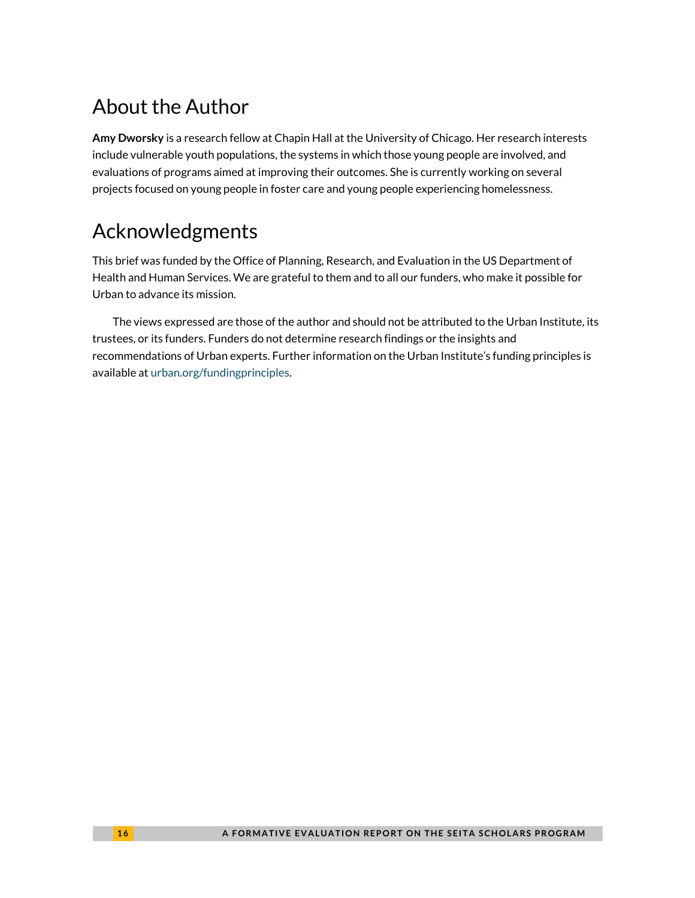# About the Author

**Amy Dworsky** is a research fellow at Chapin Hall at the University of Chicago. Her research interests include vulnerable youth populations, the systems in which those young people are involved, and evaluations of programs aimed at improving their outcomes. She is currently working on several projects focused on young people in foster care and young people experiencing homelessness.

# Acknowledgments

This brief was funded by the Office of Planning, Research, and Evaluation in the US Department of Health and Human Services. We are grateful to them and to all our funders, who make it possible for Urban to advance its mission.

The views expressed are those of the author and should not be attributed to the Urban Institute, its trustees, or its funders. Funders do not determine research findings or the insights and recommendations of Urban experts. Further information on the Urban Institute's funding principles is available at urban.org/fundingprinciples.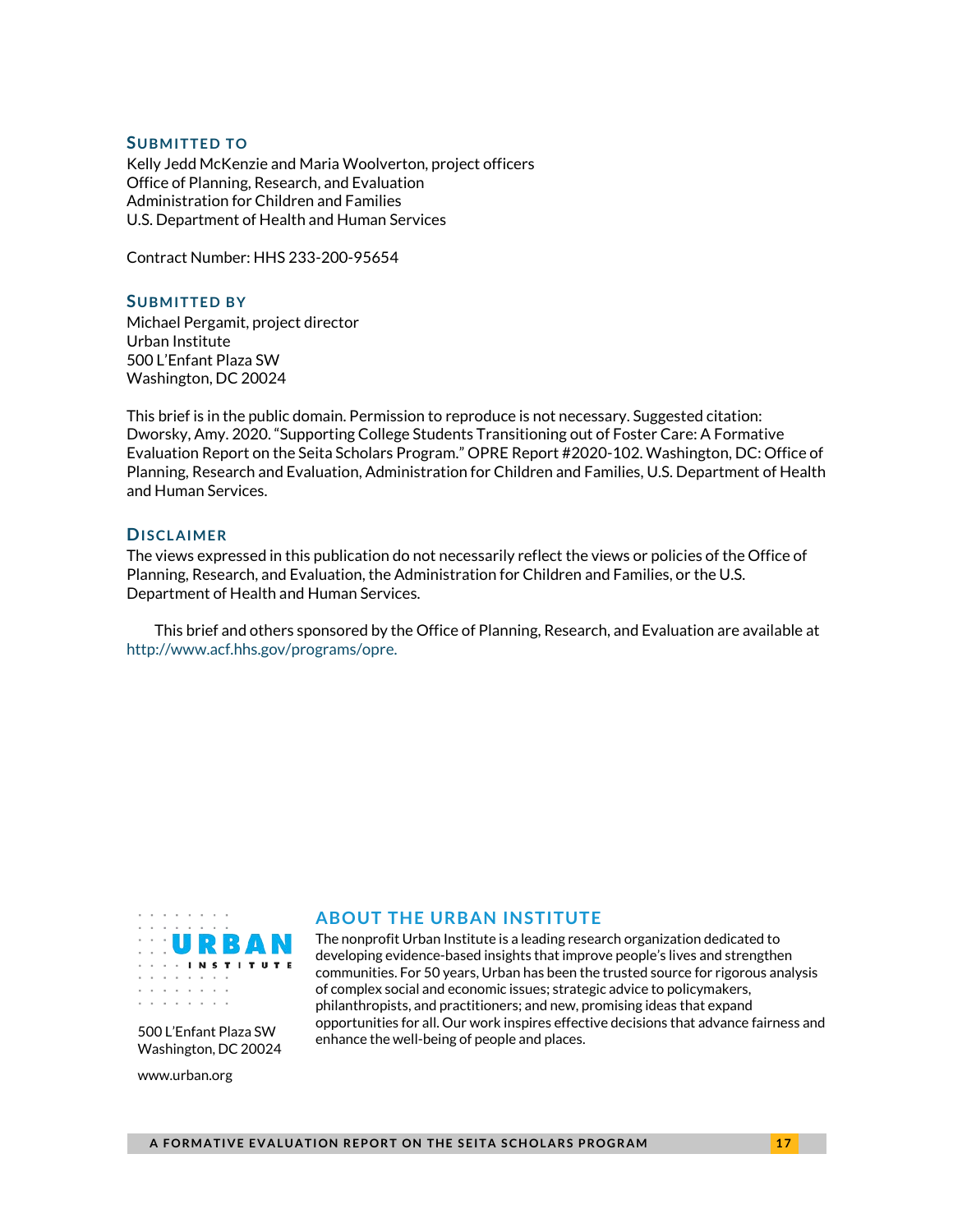## Submitted To

Kelly Jedd McKenzie and Maria Woolverton, project officers
Office of Planning, Research, and Evaluation
Administration for Children and Families
U.S. Department of Health and Human Services

Contract Number: HHS 233-200-95654

## Submitted By

Michael Pergamit, project director
Urban Institute
500 L'Enfant Plaza SW
Washington, DC 20024

This brief is in the public domain. Permission to reproduce is not necessary. Suggested citation: Dworsky, Amy. 2020. "Supporting College Students Transitioning out of Foster Care: A Formative Evaluation Report on the Seita Scholars Program." OPRE Report #2020-102. Washington, DC: Office of Planning, Research and Evaluation, Administration for Children and Families, U.S. Department of Health and Human Services.

## Disclaimer

The views expressed in this publication do not necessarily reflect the views or policies of the Office of Planning, Research, and Evaluation, the Administration for Children and Families, or the U.S. Department of Health and Human Services.

This brief and others sponsored by the Office of Planning, Research, and Evaluation are available at http://www.acf.hhs.gov/programs/opre.

URBAN INSTITUTE

500 L'Enfant Plaza SW
Washington, DC 20024

www.urban.org

## About the Urban Institute

The nonprofit Urban Institute is a leading research organization dedicated to developing evidence-based insights that improve people's lives and strengthen communities. For 50 years, Urban has been the trusted source for rigorous analysis of complex social and economic issues; strategic advice to policymakers, philanthropists, and practitioners; and new, promising ideas that expand opportunities for all. Our work inspires effective decisions that advance fairness and enhance the well-being of people and places.